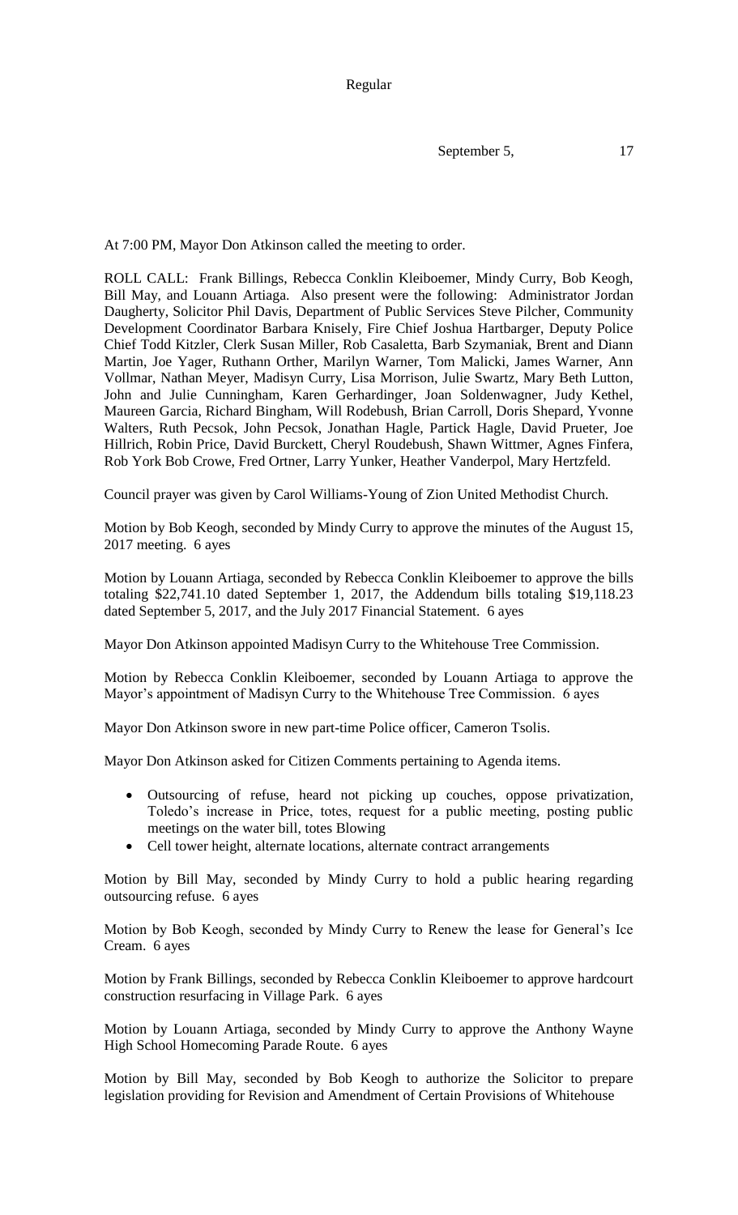At 7:00 PM, Mayor Don Atkinson called the meeting to order.

ROLL CALL: Frank Billings, Rebecca Conklin Kleiboemer, Mindy Curry, Bob Keogh, Bill May, and Louann Artiaga. Also present were the following: Administrator Jordan Daugherty, Solicitor Phil Davis, Department of Public Services Steve Pilcher, Community Development Coordinator Barbara Knisely, Fire Chief Joshua Hartbarger, Deputy Police Chief Todd Kitzler, Clerk Susan Miller, Rob Casaletta, Barb Szymaniak, Brent and Diann Martin, Joe Yager, Ruthann Orther, Marilyn Warner, Tom Malicki, James Warner, Ann Vollmar, Nathan Meyer, Madisyn Curry, Lisa Morrison, Julie Swartz, Mary Beth Lutton, John and Julie Cunningham, Karen Gerhardinger, Joan Soldenwagner, Judy Kethel, Maureen Garcia, Richard Bingham, Will Rodebush, Brian Carroll, Doris Shepard, Yvonne Walters, Ruth Pecsok, John Pecsok, Jonathan Hagle, Partick Hagle, David Prueter, Joe Hillrich, Robin Price, David Burckett, Cheryl Roudebush, Shawn Wittmer, Agnes Finfera, Rob York Bob Crowe, Fred Ortner, Larry Yunker, Heather Vanderpol, Mary Hertzfeld.

Council prayer was given by Carol Williams-Young of Zion United Methodist Church.

Motion by Bob Keogh, seconded by Mindy Curry to approve the minutes of the August 15, 2017 meeting. 6 ayes

Motion by Louann Artiaga, seconded by Rebecca Conklin Kleiboemer to approve the bills totaling $22,741.10 dated September 1, 2017, the Addendum bills totaling $19,118.23 dated September 5, 2017, and the July 2017 Financial Statement. 6 ayes

Mayor Don Atkinson appointed Madisyn Curry to the Whitehouse Tree Commission.

Motion by Rebecca Conklin Kleiboemer, seconded by Louann Artiaga to approve the Mayor's appointment of Madisyn Curry to the Whitehouse Tree Commission. 6 ayes

Mayor Don Atkinson swore in new part-time Police officer, Cameron Tsolis.

Mayor Don Atkinson asked for Citizen Comments pertaining to Agenda items.

- Outsourcing of refuse, heard not picking up couches, oppose privatization, Toledo's increase in Price, totes, request for a public meeting, posting public meetings on the water bill, totes Blowing
- Cell tower height, alternate locations, alternate contract arrangements

Motion by Bill May, seconded by Mindy Curry to hold a public hearing regarding outsourcing refuse. 6 ayes

Motion by Bob Keogh, seconded by Mindy Curry to Renew the lease for General's Ice Cream. 6 ayes

Motion by Frank Billings, seconded by Rebecca Conklin Kleiboemer to approve hardcourt construction resurfacing in Village Park. 6 ayes

Motion by Louann Artiaga, seconded by Mindy Curry to approve the Anthony Wayne High School Homecoming Parade Route. 6 ayes

Motion by Bill May, seconded by Bob Keogh to authorize the Solicitor to prepare legislation providing for Revision and Amendment of Certain Provisions of Whitehouse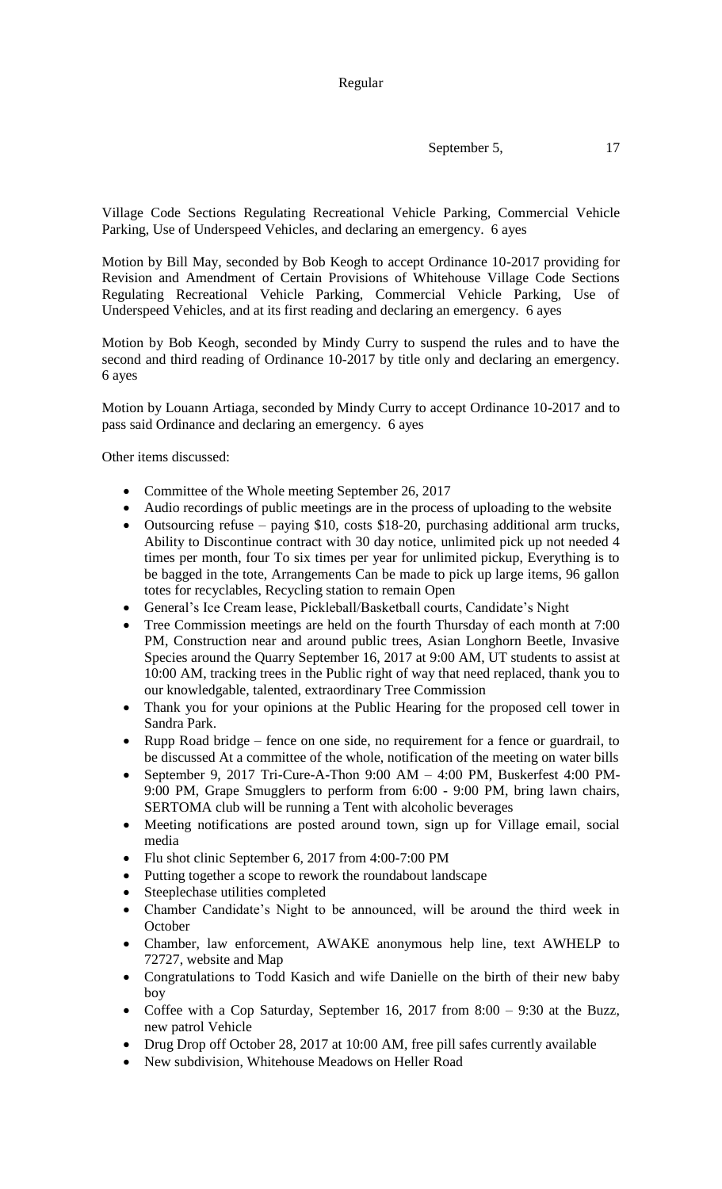Village Code Sections Regulating Recreational Vehicle Parking, Commercial Vehicle Parking, Use of Underspeed Vehicles, and declaring an emergency. 6 ayes

Motion by Bill May, seconded by Bob Keogh to accept Ordinance 10-2017 providing for Revision and Amendment of Certain Provisions of Whitehouse Village Code Sections Regulating Recreational Vehicle Parking, Commercial Vehicle Parking, Use of Underspeed Vehicles, and at its first reading and declaring an emergency. 6 ayes

Motion by Bob Keogh, seconded by Mindy Curry to suspend the rules and to have the second and third reading of Ordinance 10-2017 by title only and declaring an emergency. 6 ayes

Motion by Louann Artiaga, seconded by Mindy Curry to accept Ordinance 10-2017 and to pass said Ordinance and declaring an emergency. 6 ayes

Other items discussed:

- Committee of the Whole meeting September 26, 2017
- Audio recordings of public meetings are in the process of uploading to the website
- Outsourcing refuse – paying $10, costs $18-20, purchasing additional arm trucks, Ability to Discontinue contract with 30 day notice, unlimited pick up not needed 4 times per month, four To six times per year for unlimited pickup, Everything is to be bagged in the tote, Arrangements Can be made to pick up large items, 96 gallon totes for recyclables, Recycling station to remain Open
- General's Ice Cream lease, Pickleball/Basketball courts, Candidate's Night
- Tree Commission meetings are held on the fourth Thursday of each month at 7:00 PM, Construction near and around public trees, Asian Longhorn Beetle, Invasive Species around the Quarry September 16, 2017 at 9:00 AM, UT students to assist at 10:00 AM, tracking trees in the Public right of way that need replaced, thank you to our knowledgable, talented, extraordinary Tree Commission
- Thank you for your opinions at the Public Hearing for the proposed cell tower in Sandra Park.
- Rupp Road bridge – fence on one side, no requirement for a fence or guardrail, to be discussed At a committee of the whole, notification of the meeting on water bills
- September 9, 2017 Tri-Cure-A-Thon 9:00 AM – 4:00 PM, Buskerfest 4:00 PM-9:00 PM, Grape Smugglers to perform from 6:00 - 9:00 PM, bring lawn chairs, SERTOMA club will be running a Tent with alcoholic beverages
- Meeting notifications are posted around town, sign up for Village email, social media
- Flu shot clinic September 6, 2017 from 4:00-7:00 PM
- Putting together a scope to rework the roundabout landscape
- Steeplechase utilities completed
- Chamber Candidate's Night to be announced, will be around the third week in October
- Chamber, law enforcement, AWAKE anonymous help line, text AWHELP to 72727, website and Map
- Congratulations to Todd Kasich and wife Danielle on the birth of their new baby boy
- Coffee with a Cop Saturday, September 16, 2017 from 8:00 – 9:30 at the Buzz, new patrol Vehicle
- Drug Drop off October 28, 2017 at 10:00 AM, free pill safes currently available
- New subdivision, Whitehouse Meadows on Heller Road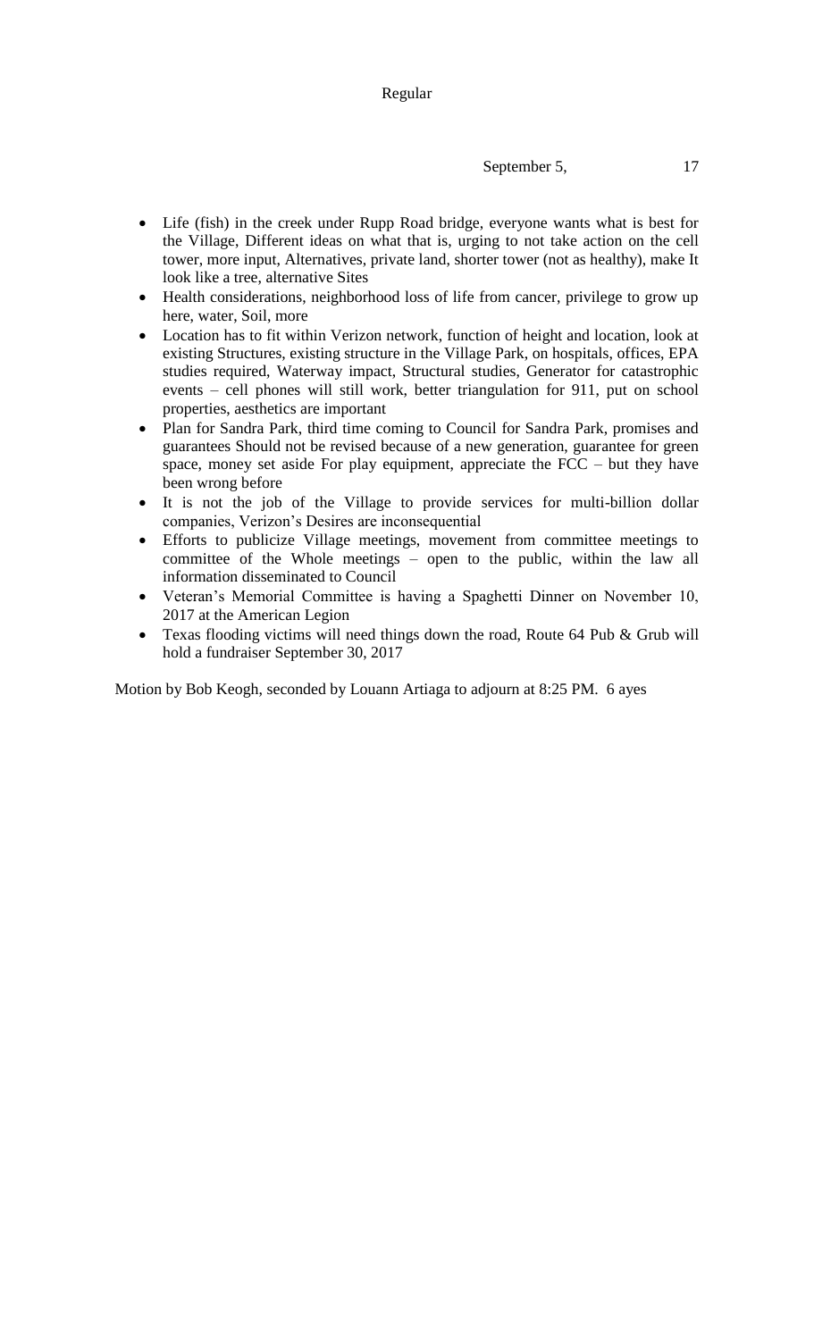- Life (fish) in the creek under Rupp Road bridge, everyone wants what is best for the Village, Different ideas on what that is, urging to not take action on the cell tower, more input, Alternatives, private land, shorter tower (not as healthy), make It look like a tree, alternative Sites
- Health considerations, neighborhood loss of life from cancer, privilege to grow up here, water, Soil, more
- Location has to fit within Verizon network, function of height and location, look at existing Structures, existing structure in the Village Park, on hospitals, offices, EPA studies required, Waterway impact, Structural studies, Generator for catastrophic events – cell phones will still work, better triangulation for 911, put on school properties, aesthetics are important
- Plan for Sandra Park, third time coming to Council for Sandra Park, promises and guarantees Should not be revised because of a new generation, guarantee for green space, money set aside For play equipment, appreciate the FCC – but they have been wrong before
- It is not the job of the Village to provide services for multi-billion dollar companies, Verizon's Desires are inconsequential
- Efforts to publicize Village meetings, movement from committee meetings to committee of the Whole meetings – open to the public, within the law all information disseminated to Council
- Veteran's Memorial Committee is having a Spaghetti Dinner on November 10, 2017 at the American Legion
- Texas flooding victims will need things down the road, Route 64 Pub & Grub will hold a fundraiser September 30, 2017

Motion by Bob Keogh, seconded by Louann Artiaga to adjourn at 8:25 PM. 6 ayes